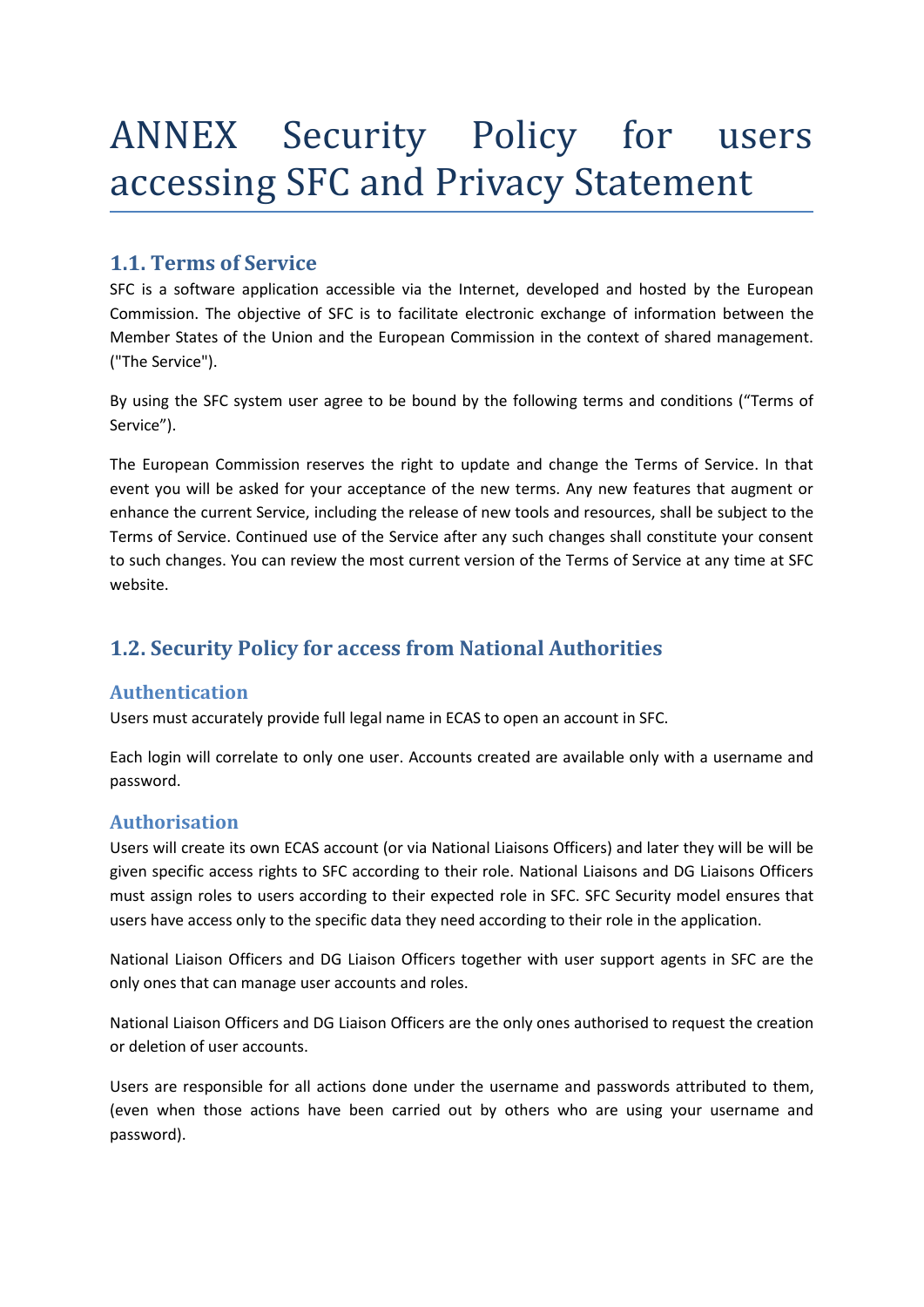# ANNEX Security Policy for users accessing SFC and Privacy Statement

## 1.1. Terms of Service

SFC is a software application accessible via the Internet, developed and hosted by the European Commission. The objective of SFC is to facilitate electronic exchange of information between the Member States of the Union and the European Commission in the context of shared management. ("The Service").

By using the SFC system user agree to be bound by the following terms and conditions ("Terms of Service").

The European Commission reserves the right to update and change the Terms of Service. In that event you will be asked for your acceptance of the new terms. Any new features that augment or enhance the current Service, including the release of new tools and resources, shall be subject to the Terms of Service. Continued use of the Service after any such changes shall constitute your consent to such changes. You can review the most current version of the Terms of Service at any time at SFC website.

## 1.2. Security Policy for access from National Authorities

### Authentication

Users must accurately provide full legal name in ECAS to open an account in SFC.

Each login will correlate to only one user. Accounts created are available only with a username and password.

### Authorisation

Users will create its own ECAS account (or via National Liaisons Officers) and later they will be will be given specific access rights to SFC according to their role. National Liaisons and DG Liaisons Officers must assign roles to users according to their expected role in SFC. SFC Security model ensures that users have access only to the specific data they need according to their role in the application.

National Liaison Officers and DG Liaison Officers together with user support agents in SFC are the only ones that can manage user accounts and roles.

National Liaison Officers and DG Liaison Officers are the only ones authorised to request the creation or deletion of user accounts.

Users are responsible for all actions done under the username and passwords attributed to them, (even when those actions have been carried out by others who are using your username and password).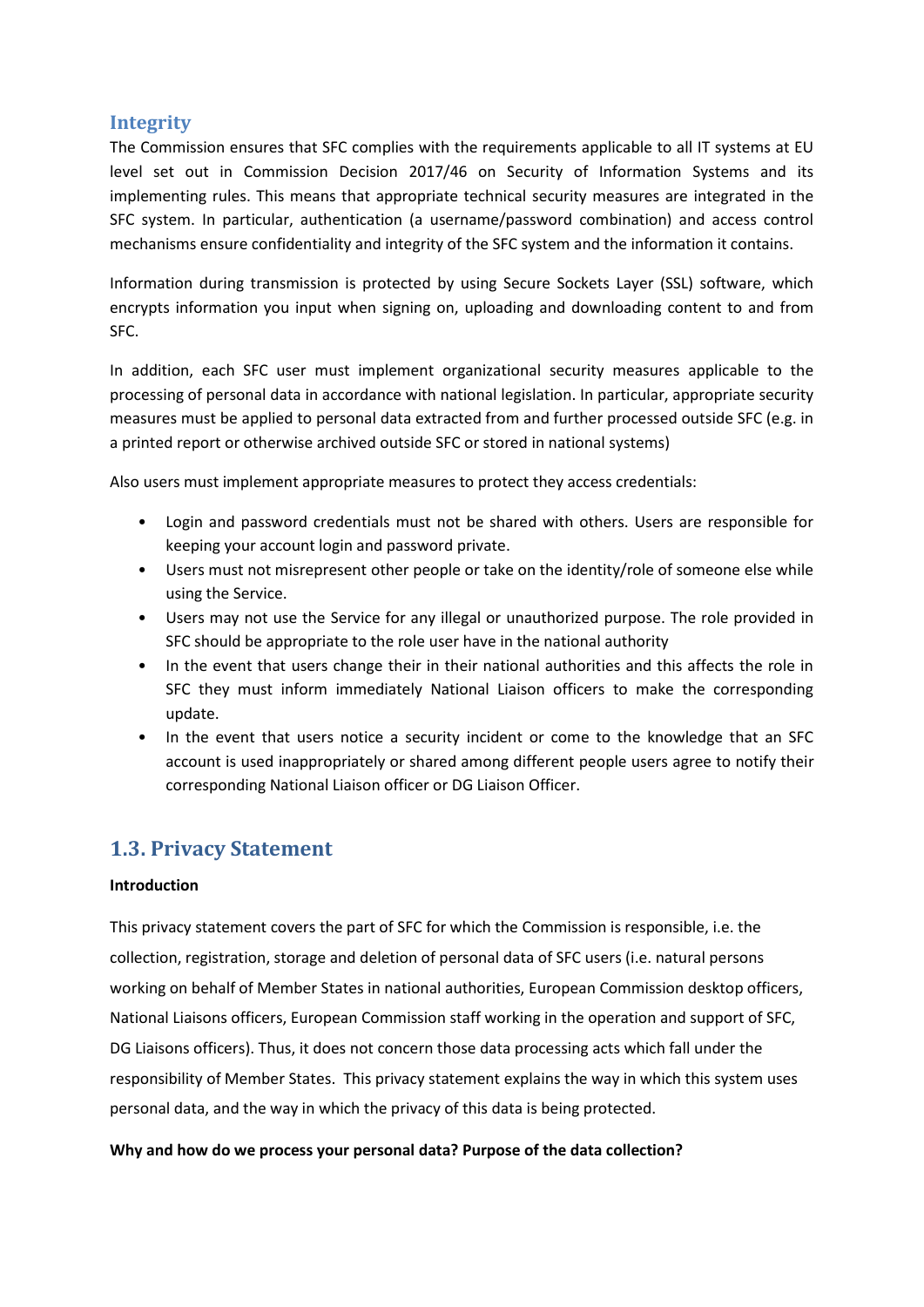### Integrity

The Commission ensures that SFC complies with the requirements applicable to all IT systems at EU level set out in Commission Decision 2017/46 on Security of Information Systems and its implementing rules. This means that appropriate technical security measures are integrated in the SFC system. In particular, authentication (a username/password combination) and access control mechanisms ensure confidentiality and integrity of the SFC system and the information it contains.

Information during transmission is protected by using Secure Sockets Layer (SSL) software, which encrypts information you input when signing on, uploading and downloading content to and from SFC.

In addition, each SFC user must implement organizational security measures applicable to the processing of personal data in accordance with national legislation. In particular, appropriate security measures must be applied to personal data extracted from and further processed outside SFC (e.g. in a printed report or otherwise archived outside SFC or stored in national systems)

Also users must implement appropriate measures to protect they access credentials:

- Login and password credentials must not be shared with others. Users are responsible for keeping your account login and password private.
- Users must not misrepresent other people or take on the identity/role of someone else while using the Service.
- Users may not use the Service for any illegal or unauthorized purpose. The role provided in SFC should be appropriate to the role user have in the national authority
- In the event that users change their in their national authorities and this affects the role in SFC they must inform immediately National Liaison officers to make the corresponding update.
- In the event that users notice a security incident or come to the knowledge that an SFC account is used inappropriately or shared among different people users agree to notify their corresponding National Liaison officer or DG Liaison Officer.

## 1.3. Privacy Statement

**Introduction**

This privacy statement covers the part of SFC for which the Commission is responsible, i.e. the collection, registration, storage and deletion of personal data of SFC users (i.e. natural persons working on behalf of Member States in national authorities, European Commission desktop officers, National Liaisons officers, European Commission staff working in the operation and support of SFC, DG Liaisons officers). Thus, it does not concern those data processing acts which fall under the responsibility of Member States. This privacy statement explains the way in which this system uses personal data, and the way in which the privacy of this data is being protected.

**Why and how do we process your personal data? Purpose of the data collection?**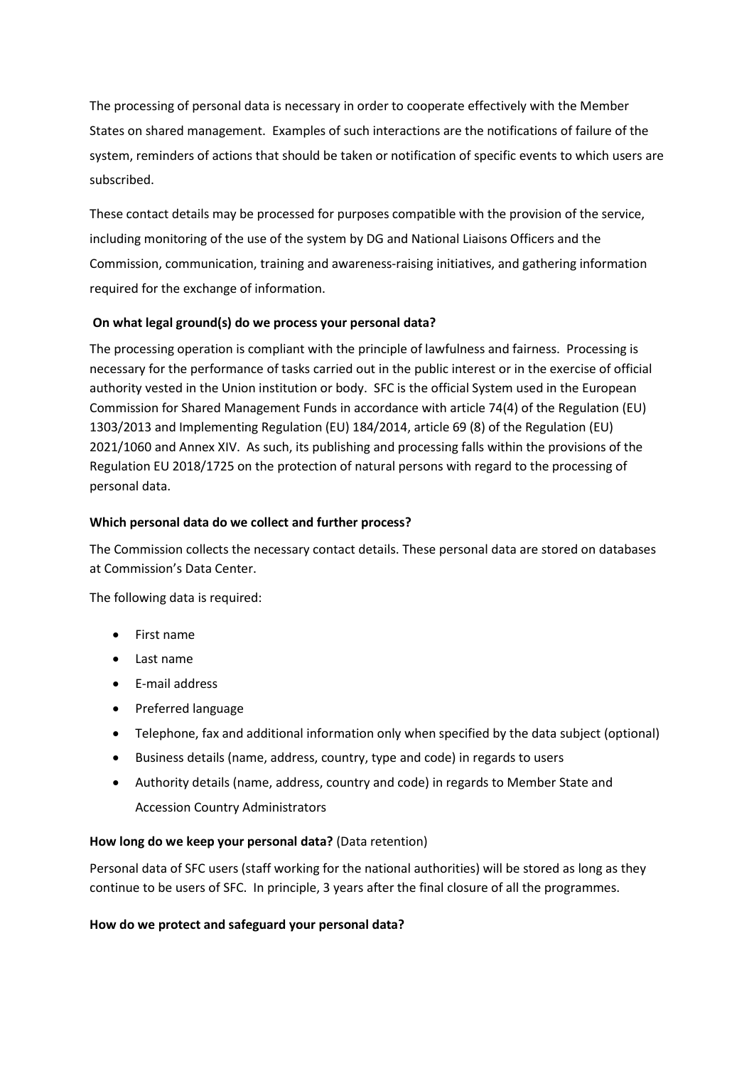The processing of personal data is necessary in order to cooperate effectively with the Member States on shared management. Examples of such interactions are the notifications of failure of the system, reminders of actions that should be taken or notification of specific events to which users are subscribed.

These contact details may be processed for purposes compatible with the provision of the service, including monitoring of the use of the system by DG and National Liaisons Officers and the Commission, communication, training and awareness-raising initiatives, and gathering information required for the exchange of information.

**On what legal ground(s) do we process your personal data?**

The processing operation is compliant with the principle of lawfulness and fairness. Processing is necessary for the performance of tasks carried out in the public interest or in the exercise of official authority vested in the Union institution or body. SFC is the official System used in the European Commission for Shared Management Funds in accordance with article 74(4) of the Regulation (EU) 1303/2013 and Implementing Regulation (EU) 184/2014, article 69 (8) of the Regulation (EU) 2021/1060 and Annex XIV. As such, its publishing and processing falls within the provisions of the Regulation EU 2018/1725 on the protection of natural persons with regard to the processing of personal data.

**Which personal data do we collect and further process?**

The Commission collects the necessary contact details. These personal data are stored on databases at Commission's Data Center.

The following data is required:

- First name
- Last name
- E-mail address
- Preferred language
- Telephone, fax and additional information only when specified by the data subject (optional)
- Business details (name, address, country, type and code) in regards to users
- Authority details (name, address, country and code) in regards to Member State and Accession Country Administrators

**How long do we keep your personal data?** (Data retention)

Personal data of SFC users (staff working for the national authorities) will be stored as long as they continue to be users of SFC. In principle, 3 years after the final closure of all the programmes.

**How do we protect and safeguard your personal data?**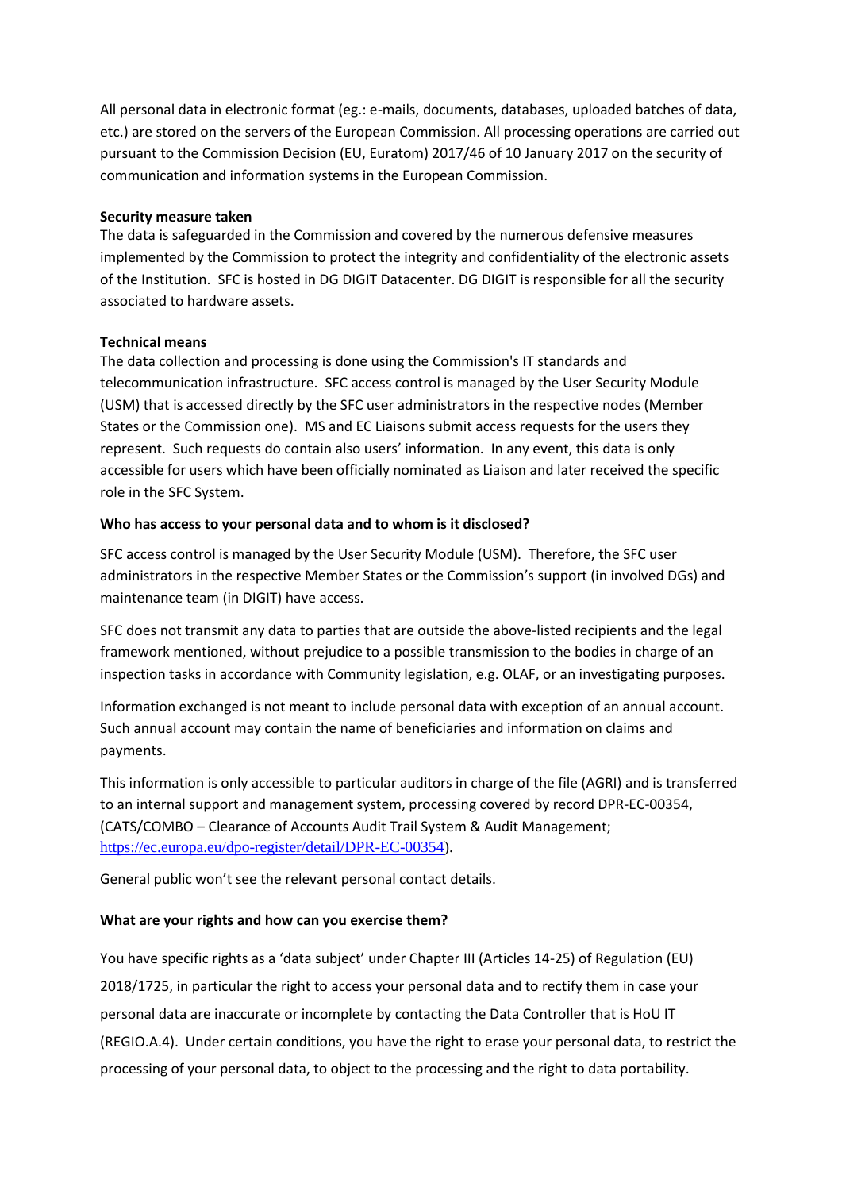All personal data in electronic format (eg.: e-mails, documents, databases, uploaded batches of data, etc.) are stored on the servers of the European Commission. All processing operations are carried out pursuant to the Commission Decision (EU, Euratom) 2017/46 of 10 January 2017 on the security of communication and information systems in the European Commission.

**Security measure taken**

The data is safeguarded in the Commission and covered by the numerous defensive measures implemented by the Commission to protect the integrity and confidentiality of the electronic assets of the Institution. SFC is hosted in DG DIGIT Datacenter. DG DIGIT is responsible for all the security associated to hardware assets.

**Technical means**

The data collection and processing is done using the Commission's IT standards and telecommunication infrastructure. SFC access control is managed by the User Security Module (USM) that is accessed directly by the SFC user administrators in the respective nodes (Member States or the Commission one). MS and EC Liaisons submit access requests for the users they represent. Such requests do contain also users' information. In any event, this data is only accessible for users which have been officially nominated as Liaison and later received the specific role in the SFC System.

**Who has access to your personal data and to whom is it disclosed?**

SFC access control is managed by the User Security Module (USM). Therefore, the SFC user administrators in the respective Member States or the Commission's support (in involved DGs) and maintenance team (in DIGIT) have access.

SFC does not transmit any data to parties that are outside the above-listed recipients and the legal framework mentioned, without prejudice to a possible transmission to the bodies in charge of an inspection tasks in accordance with Community legislation, e.g. OLAF, or an investigating purposes.

Information exchanged is not meant to include personal data with exception of an annual account. Such annual account may contain the name of beneficiaries and information on claims and payments.

This information is only accessible to particular auditors in charge of the file (AGRI) and is transferred to an internal support and management system, processing covered by record DPR-EC-00354, (CATS/COMBO – Clearance of Accounts Audit Trail System & Audit Management; https://ec.europa.eu/dpo-register/detail/DPR-EC-00354).

General public won't see the relevant personal contact details.

**What are your rights and how can you exercise them?**

You have specific rights as a 'data subject' under Chapter III (Articles 14-25) of Regulation (EU) 2018/1725, in particular the right to access your personal data and to rectify them in case your personal data are inaccurate or incomplete by contacting the Data Controller that is HoU IT (REGIO.A.4). Under certain conditions, you have the right to erase your personal data, to restrict the processing of your personal data, to object to the processing and the right to data portability.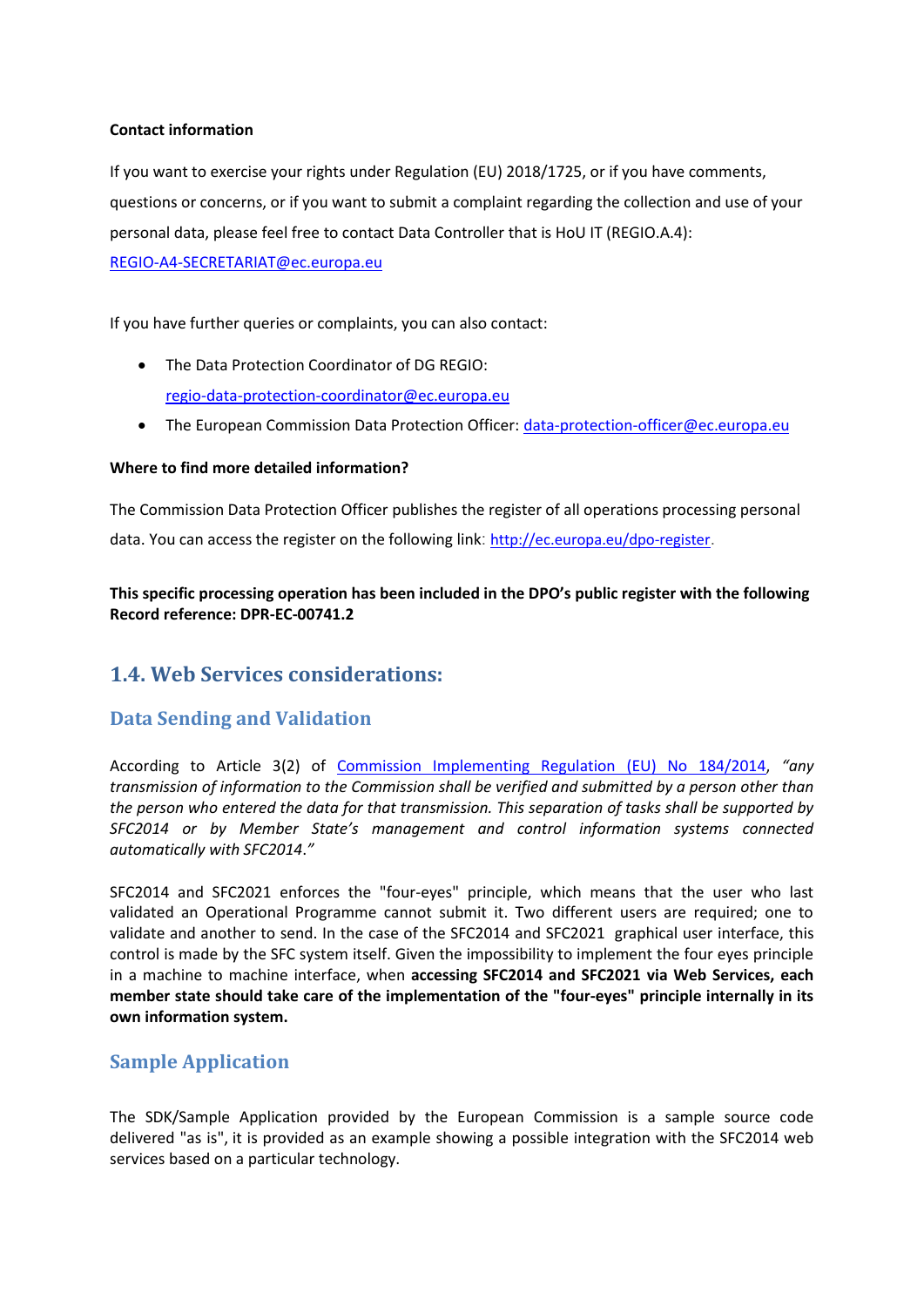**Contact information**

If you want to exercise your rights under Regulation (EU) 2018/1725, or if you have comments, questions or concerns, or if you want to submit a complaint regarding the collection and use of your personal data, please feel free to contact Data Controller that is HoU IT (REGIO.A.4): REGIO-A4-SECRETARIAT@ec.europa.eu

If you have further queries or complaints, you can also contact:

- The Data Protection Coordinator of DG REGIO: regio-data-protection-coordinator@ec.europa.eu
- The European Commission Data Protection Officer: data-protection-officer@ec.europa.eu

**Where to find more detailed information?**

The Commission Data Protection Officer publishes the register of all operations processing personal data. You can access the register on the following link: http://ec.europa.eu/dpo-register.

**This specific processing operation has been included in the DPO's public register with the following Record reference: DPR-EC-00741.2**

## 1.4. Web Services considerations:

### Data Sending and Validation

According to Article 3(2) of Commission Implementing Regulation (EU) No 184/2014, *"any transmission of information to the Commission shall be verified and submitted by a person other than the person who entered the data for that transmission. This separation of tasks shall be supported by SFC2014 or by Member State's management and control information systems connected automatically with SFC2014."*

SFC2014 and SFC2021 enforces the "four-eyes" principle, which means that the user who last validated an Operational Programme cannot submit it. Two different users are required; one to validate and another to send. In the case of the SFC2014 and SFC2021 graphical user interface, this control is made by the SFC system itself. Given the impossibility to implement the four eyes principle in a machine to machine interface, when **accessing SFC2014 and SFC2021 via Web Services, each member state should take care of the implementation of the "four-eyes" principle internally in its own information system.**

### Sample Application

The SDK/Sample Application provided by the European Commission is a sample source code delivered "as is", it is provided as an example showing a possible integration with the SFC2014 web services based on a particular technology.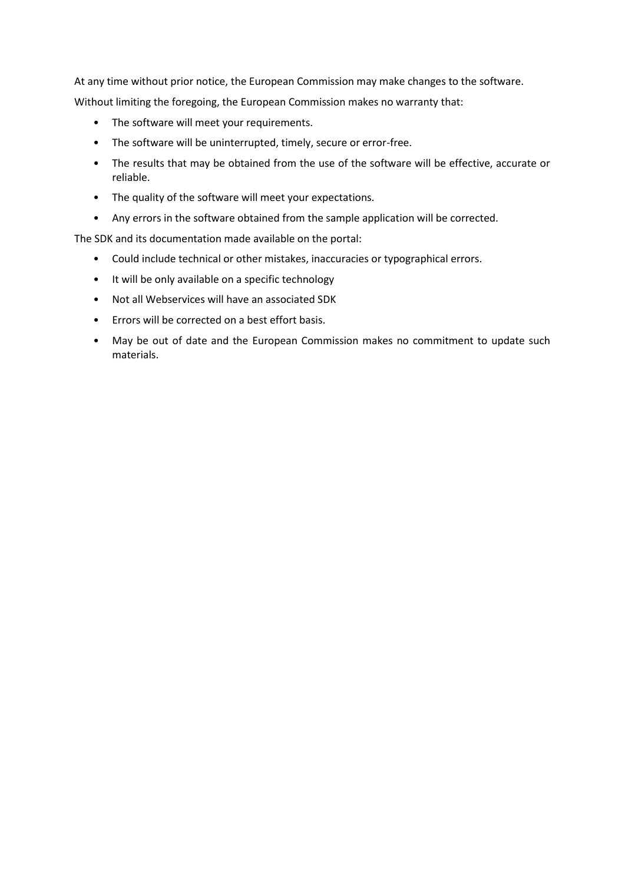At any time without prior notice, the European Commission may make changes to the software.

Without limiting the foregoing, the European Commission makes no warranty that:

- The software will meet your requirements.
- The software will be uninterrupted, timely, secure or error-free.
- The results that may be obtained from the use of the software will be effective, accurate or reliable.
- The quality of the software will meet your expectations.
- Any errors in the software obtained from the sample application will be corrected.

The SDK and its documentation made available on the portal:

- Could include technical or other mistakes, inaccuracies or typographical errors.
- It will be only available on a specific technology
- Not all Webservices will have an associated SDK
- Errors will be corrected on a best effort basis.
- May be out of date and the European Commission makes no commitment to update such materials.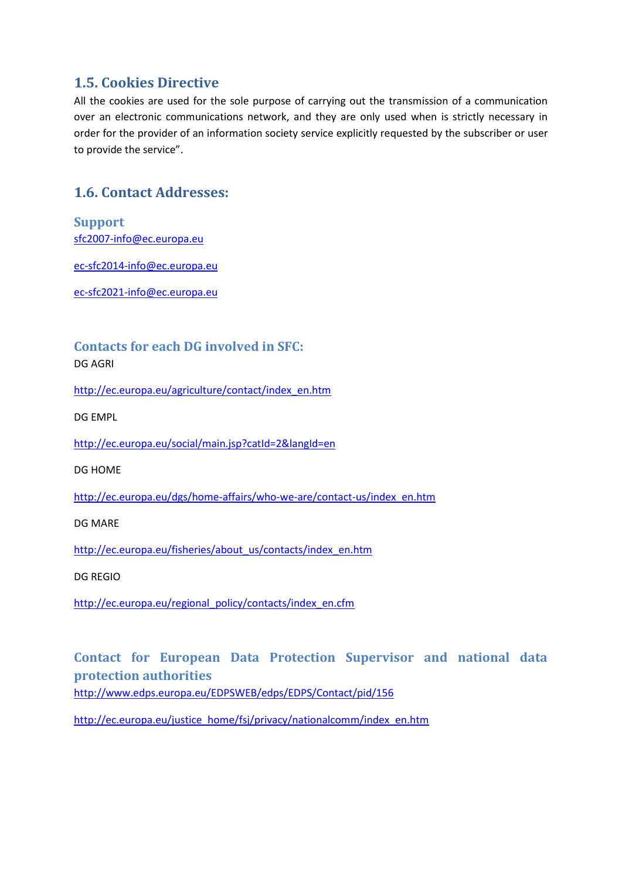## 1.5. Cookies Directive

All the cookies are used for the sole purpose of carrying out the transmission of a communication over an electronic communications network, and they are only used when is strictly necessary in order for the provider of an information society service explicitly requested by the subscriber or user to provide the service".

## 1.6. Contact Addresses:

### Support

sfc2007-info@ec.europa.eu

ec-sfc2014-info@ec.europa.eu

ec-sfc2021-info@ec.europa.eu

### Contacts for each DG involved in SFC:

DG AGRI

http://ec.europa.eu/agriculture/contact/index_en.htm

DG EMPL

http://ec.europa.eu/social/main.jsp?catId=2&langId=en

DG HOME

http://ec.europa.eu/dgs/home-affairs/who-we-are/contact-us/index_en.htm

DG MARE

http://ec.europa.eu/fisheries/about_us/contacts/index_en.htm

DG REGIO

http://ec.europa.eu/regional_policy/contacts/index_en.cfm

### Contact for European Data Protection Supervisor and national data protection authorities

http://www.edps.europa.eu/EDPSWEB/edps/EDPS/Contact/pid/156

http://ec.europa.eu/justice_home/fsj/privacy/nationalcomm/index_en.htm